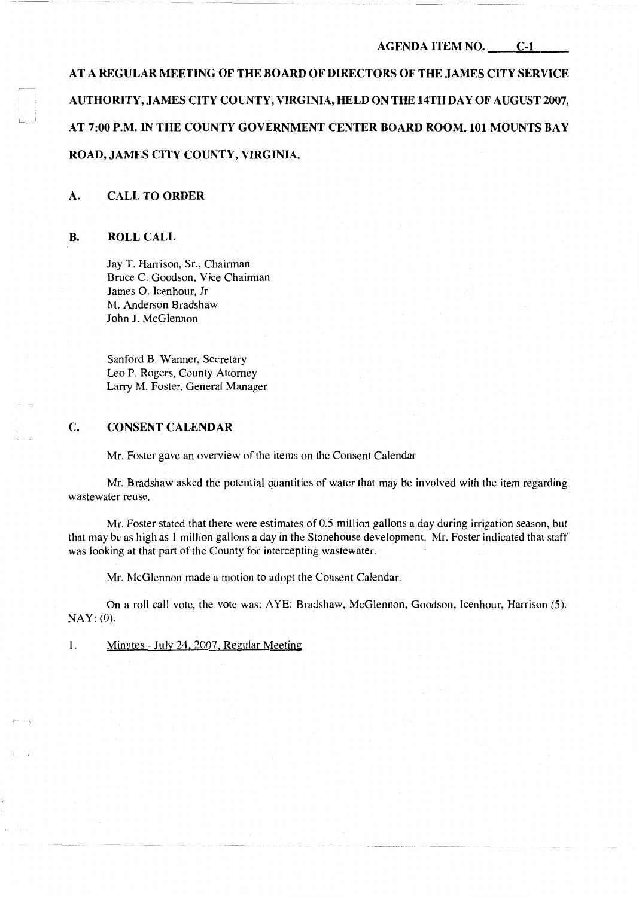AGENDA ITEM NO. C-1

**AT A REGULAR MEETING OF THE BOARD OF DIRECTORS OF THE JAMES CITY SERVICE AUTHORITY, JAMES CITY COUNTY, VIRGINIA, HELD ON THE 14TH DAY OF AUGUST 2007, AT 7:00 P.M. IN THE COUNTY GOVERNMENT CENTER BOARD ROOM, 101 MOUNTS BAY ROAD, JAMES CITY COUNTY, VIRGINIA.**

## A. CALL TO ORDER

## B. ROLL CALL

Jay T. Harrison, Sr., Chairman
Bruce C. Goodson, Vice Chairman
James O. Icenhour, Jr
M. Anderson Bradshaw
John J. McGlennon

Sanford B. Wanner, Secretary
Leo P. Rogers, County Attorney
Larry M. Foster, General Manager

## C. CONSENT CALENDAR

Mr. Foster gave an overview of the items on the Consent Calendar

Mr. Bradshaw asked the potential quantities of water that may be involved with the item regarding wastewater reuse.

Mr. Foster stated that there were estimates of 0.5 million gallons a day during irrigation season, but that may be as high as 1 million gallons a day in the Stonehouse development. Mr. Foster indicated that staff was looking at that part of the County for intercepting wastewater.

Mr. McGlennon made a motion to adopt the Consent Calendar.

On a roll call vote, the vote was: AYE: Bradshaw, McGlennon, Goodson, Icenhour, Harrison (5). NAY: (0).

1. Minutes - July 24, 2007, Regular Meeting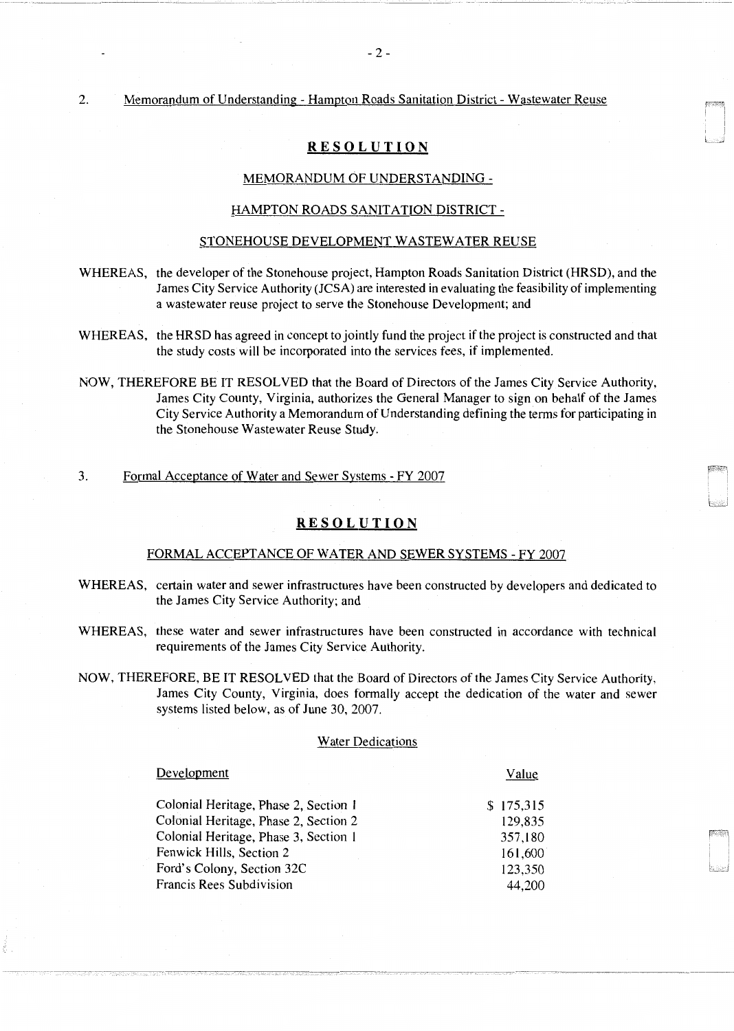2. Memorandum of Understanding - Hampton Roads Sanitation District - Wastewater Reuse

## RESOLUTION

### MEMORANDUM OF UNDERSTANDING -

### HAMPTON ROADS SANITATION DISTRICT -

### STONEHOUSE DEVELOPMENT WASTEWATER REUSE

WHEREAS, the developer of the Stonehouse project, Hampton Roads Sanitation District (HRSD), and the James City Service Authority (JCSA) are interested in evaluating the feasibility of implementing a wastewater reuse project to serve the Stonehouse Development; and

WHEREAS, the HRSD has agreed in concept to jointly fund the project if the project is constructed and that the study costs will be incorporated into the services fees, if implemented.

NOW, THEREFORE BE IT RESOLVED that the Board of Directors of the James City Service Authority, James City County, Virginia, authorizes the General Manager to sign on behalf of the James City Service Authority a Memorandum of Understanding defining the terms for participating in the Stonehouse Wastewater Reuse Study.

3. Formal Acceptance of Water and Sewer Systems - FY 2007

## RESOLUTION

### FORMAL ACCEPTANCE OF WATER AND SEWER SYSTEMS - FY 2007

WHEREAS, certain water and sewer infrastructures have been constructed by developers and dedicated to the James City Service Authority; and

WHEREAS, these water and sewer infrastructures have been constructed in accordance with technical requirements of the James City Service Authority.

NOW, THEREFORE, BE IT RESOLVED that the Board of Directors of the James City Service Authority, James City County, Virginia, does formally accept the dedication of the water and sewer systems listed below, as of June 30, 2007.

Water Dedications

| Development | Value |
|---|---|
| Colonial Heritage, Phase 2, Section 1 | $ 175,315 |
| Colonial Heritage, Phase 2, Section 2 | 129,835 |
| Colonial Heritage, Phase 3, Section 1 | 357,180 |
| Fenwick Hills, Section 2 | 161,600 |
| Ford's Colony, Section 32C | 123,350 |
| Francis Rees Subdivision | 44,200 |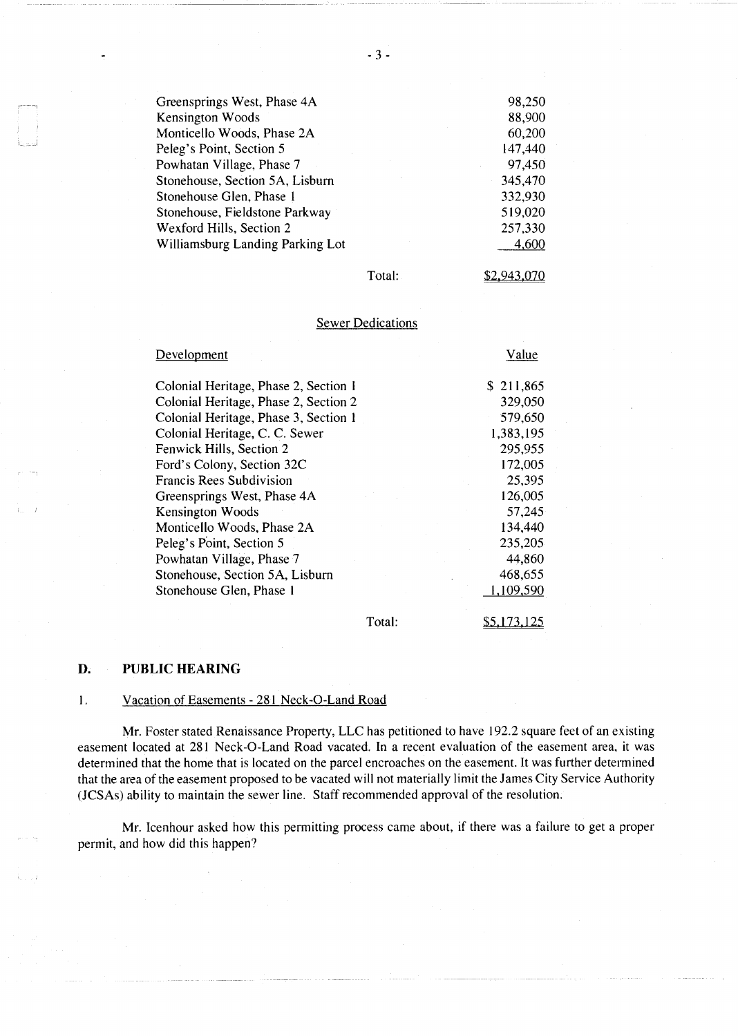| | |
|---|---|
| Greensprings West, Phase 4A | 98,250 |
| Kensington Woods | 88,900 |
| Monticello Woods, Phase 2A | 60,200 |
| Peleg's Point, Section 5 | 147,440 |
| Powhatan Village, Phase 7 | 97,450 |
| Stonehouse, Section 5A, Lisburn | 345,470 |
| Stonehouse Glen, Phase 1 | 332,930 |
| Stonehouse, Fieldstone Parkway | 519,020 |
| Wexford Hills, Section 2 | 257,330 |
| Williamsburg Landing Parking Lot | 4,600 |
| Total: | $2,943,070 |

Sewer Dedications

| Development | Value |
|---|---|
| Colonial Heritage, Phase 2, Section 1 | $ 211,865 |
| Colonial Heritage, Phase 2, Section 2 | 329,050 |
| Colonial Heritage, Phase 3, Section 1 | 579,650 |
| Colonial Heritage, C. C. Sewer | 1,383,195 |
| Fenwick Hills, Section 2 | 295,955 |
| Ford's Colony, Section 32C | 172,005 |
| Francis Rees Subdivision | 25,395 |
| Greensprings West, Phase 4A | 126,005 |
| Kensington Woods | 57,245 |
| Monticello Woods, Phase 2A | 134,440 |
| Peleg's Point, Section 5 | 235,205 |
| Powhatan Village, Phase 7 | 44,860 |
| Stonehouse, Section 5A, Lisburn | 468,655 |
| Stonehouse Glen, Phase 1 | 1,109,590 |
| Total: | $5,173,125 |

## D. PUBLIC HEARING

1. Vacation of Easements - 281 Neck-O-Land Road

Mr. Foster stated Renaissance Property, LLC has petitioned to have 192.2 square feet of an existing easement located at 281 Neck-O-Land Road vacated. In a recent evaluation of the easement area, it was determined that the home that is located on the parcel encroaches on the easement. It was further determined that the area of the easement proposed to be vacated will not materially limit the James City Service Authority (JCSAs) ability to maintain the sewer line. Staff recommended approval of the resolution.

Mr. Icenhour asked how this permitting process came about, if there was a failure to get a proper permit, and how did this happen?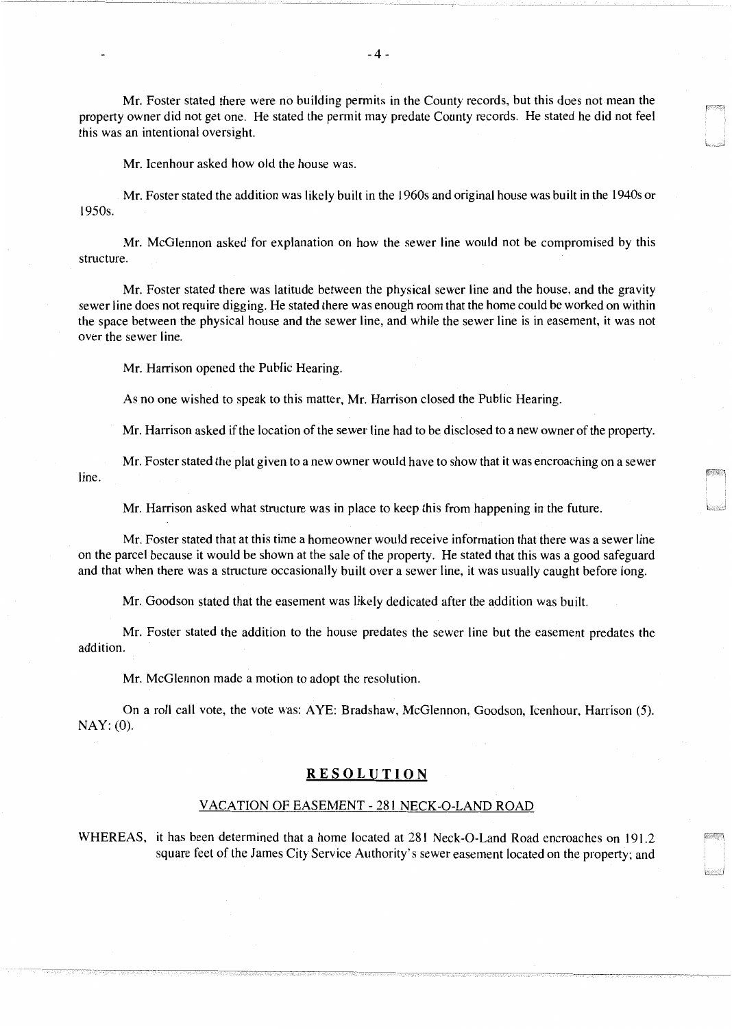Mr. Foster stated there were no building permits in the County records, but this does not mean the property owner did not get one. He stated the permit may predate County records. He stated he did not feel this was an intentional oversight.

Mr. Icenhour asked how old the house was.

Mr. Foster stated the addition was likely built in the 1960s and original house was built in the 1940s or 1950s.

Mr. McGlennon asked for explanation on how the sewer line would not be compromised by this structure.

Mr. Foster stated there was latitude between the physical sewer line and the house, and the gravity sewer line does not require digging. He stated there was enough room that the home could be worked on within the space between the physical house and the sewer line, and while the sewer line is in easement, it was not over the sewer line.

Mr. Harrison opened the Public Hearing.

As no one wished to speak to this matter, Mr. Harrison closed the Public Hearing.

Mr. Harrison asked if the location of the sewer line had to be disclosed to a new owner of the property.

Mr. Foster stated the plat given to a new owner would have to show that it was encroaching on a sewer line.

Mr. Harrison asked what structure was in place to keep this from happening in the future.

Mr. Foster stated that at this time a homeowner would receive information that there was a sewer line on the parcel because it would be shown at the sale of the property. He stated that this was a good safeguard and that when there was a structure occasionally built over a sewer line, it was usually caught before long.

Mr. Goodson stated that the easement was likely dedicated after the addition was built.

Mr. Foster stated the addition to the house predates the sewer line but the easement predates the addition.

Mr. McGlennon made a motion to adopt the resolution.

On a roll call vote, the vote was: AYE: Bradshaw, McGlennon, Goodson, Icenhour, Harrison (5). NAY: (0).

## RESOLUTION

### VACATION OF EASEMENT - 281 NECK-O-LAND ROAD

WHEREAS, it has been determined that a home located at 281 Neck-O-Land Road encroaches on 191.2 square feet of the James City Service Authority's sewer easement located on the property; and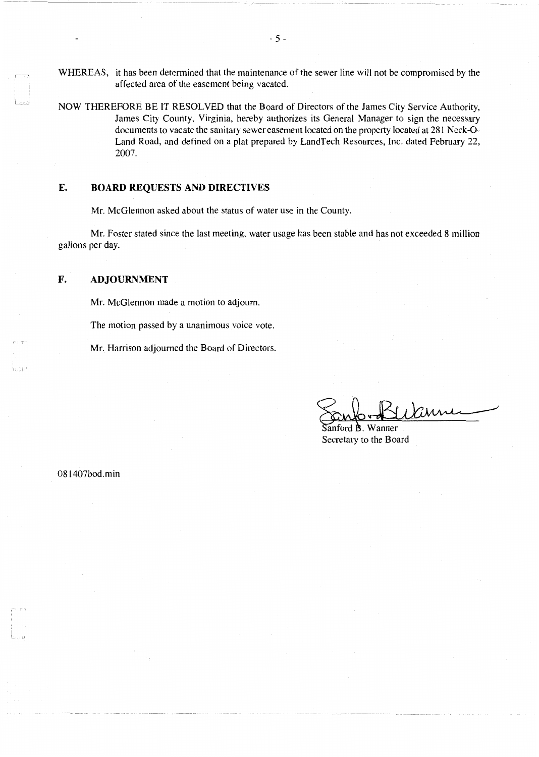WHEREAS, it has been determined that the maintenance of the sewer line will not be compromised by the affected area of the easement being vacated.

NOW THEREFORE BE IT RESOLVED that the Board of Directors of the James City Service Authority, James City County, Virginia, hereby authorizes its General Manager to sign the necessary documents to vacate the sanitary sewer easement located on the property located at 281 Neck-O-Land Road, and defined on a plat prepared by LandTech Resources, Inc. dated February 22, 2007.

## E. BOARD REQUESTS AND DIRECTIVES

Mr. McGlennon asked about the status of water use in the County.

Mr. Foster stated since the last meeting, water usage has been stable and has not exceeded 8 million gallons per day.

## F. ADJOURNMENT

Mr. McGlennon made a motion to adjourn.

The motion passed by a unanimous voice vote.

Mr. Harrison adjourned the Board of Directors.

Sanford B. Wanner
Secretary to the Board

081407bod.min